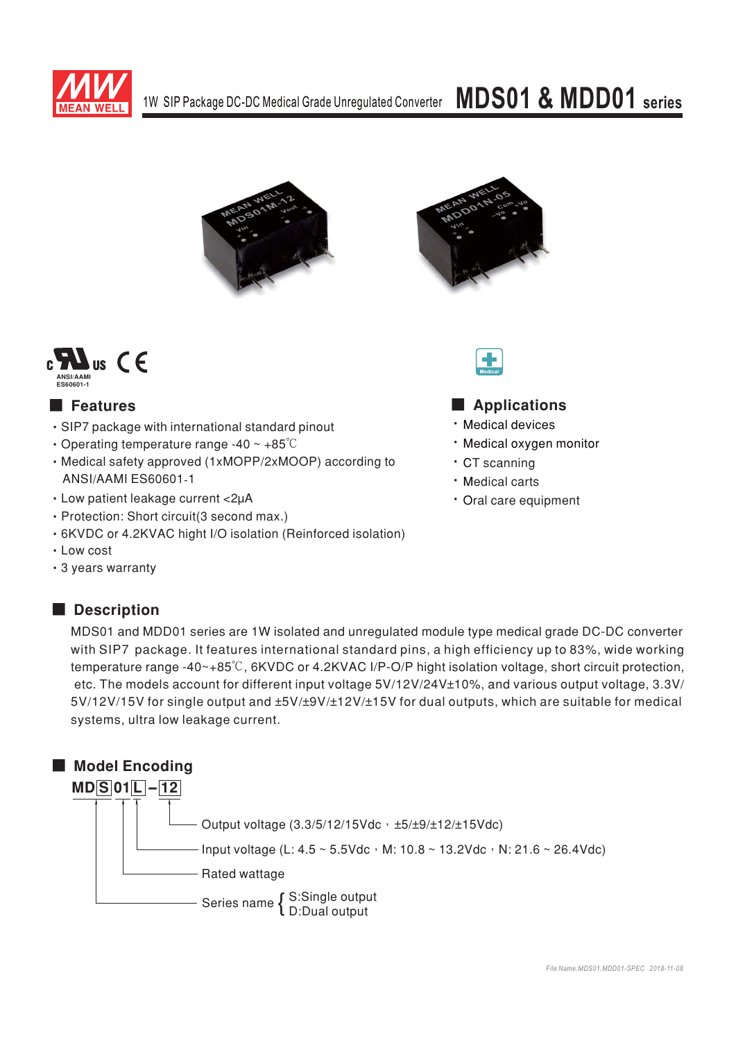# MDS01 & MDD01 series

1W SIP Package DC-DC Medical Grade Unregulated Converter

ANSI/AAMI ES60601-1

## Features

- SIP7 package with international standard pinout
- Operating temperature range -40 ~ +85℃
- Medical safety approved (1xMOPP/2xMOOP) according to ANSI/AAMI ES60601-1
- Low patient leakage current <2μA
- Protection: Short circuit(3 second max.)
- 6KVDC or 4.2KVAC hight I/O isolation (Reinforced isolation)
- Low cost
- 3 years warranty

## Applications

- Medical devices
- Medical oxygen monitor
- CT scanning
- Medical carts
- Oral care equipment

## Description

MDS01 and MDD01 series are 1W isolated and unregulated module type medical grade DC-DC converter with SIP7 package. It features international standard pins, a high efficiency up to 83%, wide working temperature range -40~+85℃, 6KVDC or 4.2KVAC I/P-O/P hight isolation voltage, short circuit protection, etc. The models account for different input voltage 5V/12V/24V±10%, and various output voltage, 3.3V/5V/12V/15V for single output and ±5V/±9V/±12V/±15V for dual outputs, which are suitable for medical systems, ultra low leakage current.

## Model Encoding

**MD S 01 L – 12**

- 12: Output voltage (3.3/5/12/15Vdc，±5/±9/±12/±15Vdc)
- L: Input voltage (L: 4.5 ~ 5.5Vdc，M: 10.8 ~ 13.2Vdc，N: 21.6 ~ 26.4Vdc)
- 01: Rated wattage
- S: Series name { S:Single output, D:Dual output }

File Name:MDS01,MDD01-SPEC 2018-11-08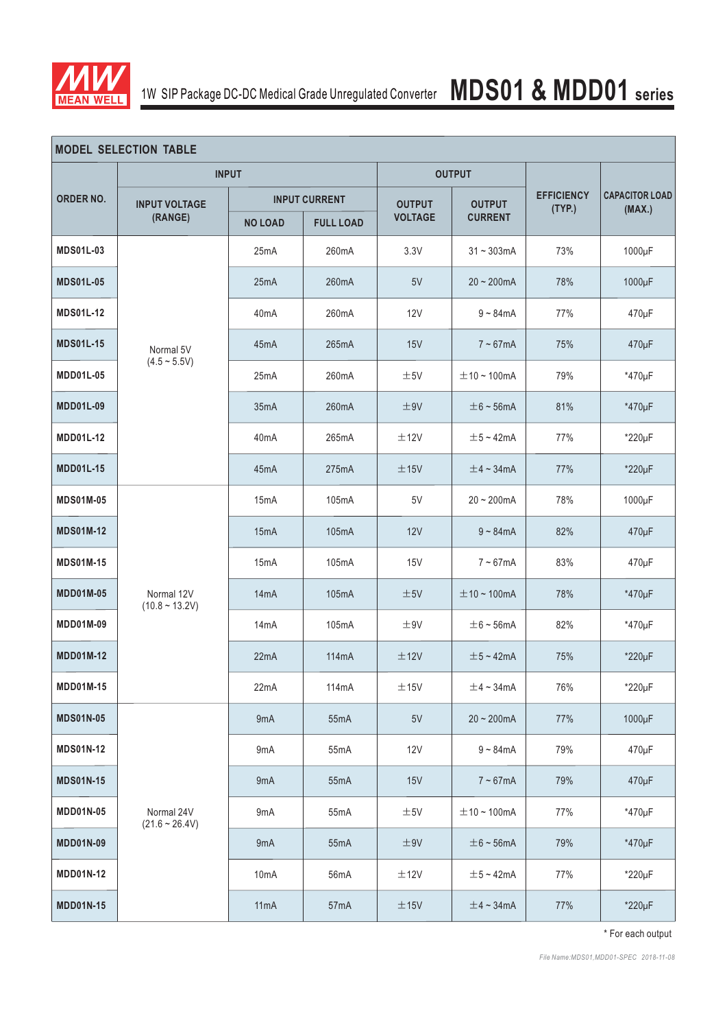## MODEL SELECTION TABLE

| ORDER NO. | INPUT | | | OUTPUT | | EFFICIENCY (TYP.) | CAPACITOR LOAD (MAX.) |
|---|---|---|---|---|---|---|---|
| | INPUT VOLTAGE (RANGE) | INPUT CURRENT | | OUTPUT VOLTAGE | OUTPUT CURRENT | | |
| | | NO LOAD | FULL LOAD | | | | |
| MDS01L-03 | Normal 5V (4.5 ~ 5.5V) | 25mA | 260mA | 3.3V | 31 ~ 303mA | 73% | 1000μF |
| MDS01L-05 | | 25mA | 260mA | 5V | 20 ~ 200mA | 78% | 1000μF |
| MDS01L-12 | | 40mA | 260mA | 12V | 9 ~ 84mA | 77% | 470μF |
| MDS01L-15 | | 45mA | 265mA | 15V | 7 ~ 67mA | 75% | 470μF |
| MDD01L-05 | | 25mA | 260mA | ±5V | ±10 ~ 100mA | 79% | *470μF |
| MDD01L-09 | | 35mA | 260mA | ±9V | ±6 ~ 56mA | 81% | *470μF |
| MDD01L-12 | | 40mA | 265mA | ±12V | ±5 ~ 42mA | 77% | *220μF |
| MDD01L-15 | | 45mA | 275mA | ±15V | ±4 ~ 34mA | 77% | *220μF |
| MDS01M-05 | Normal 12V (10.8 ~ 13.2V) | 15mA | 105mA | 5V | 20 ~ 200mA | 78% | 1000μF |
| MDS01M-12 | | 15mA | 105mA | 12V | 9 ~ 84mA | 82% | 470μF |
| MDS01M-15 | | 15mA | 105mA | 15V | 7 ~ 67mA | 83% | 470μF |
| MDD01M-05 | | 14mA | 105mA | ±5V | ±10 ~ 100mA | 78% | *470μF |
| MDD01M-09 | | 14mA | 105mA | ±9V | ±6 ~ 56mA | 82% | *470μF |
| MDD01M-12 | | 22mA | 114mA | ±12V | ±5 ~ 42mA | 75% | *220μF |
| MDD01M-15 | | 22mA | 114mA | ±15V | ±4 ~ 34mA | 76% | *220μF |
| MDS01N-05 | Normal 24V (21.6 ~ 26.4V) | 9mA | 55mA | 5V | 20 ~ 200mA | 77% | 1000μF |
| MDS01N-12 | | 9mA | 55mA | 12V | 9 ~ 84mA | 79% | 470μF |
| MDS01N-15 | | 9mA | 55mA | 15V | 7 ~ 67mA | 79% | 470μF |
| MDD01N-05 | | 9mA | 55mA | ±5V | ±10 ~ 100mA | 77% | *470μF |
| MDD01N-09 | | 9mA | 55mA | ±9V | ±6 ~ 56mA | 79% | *470μF |
| MDD01N-12 | | 10mA | 56mA | ±12V | ±5 ~ 42mA | 77% | *220μF |
| MDD01N-15 | | 11mA | 57mA | ±15V | ±4 ~ 34mA | 77% | *220μF |

\* For each output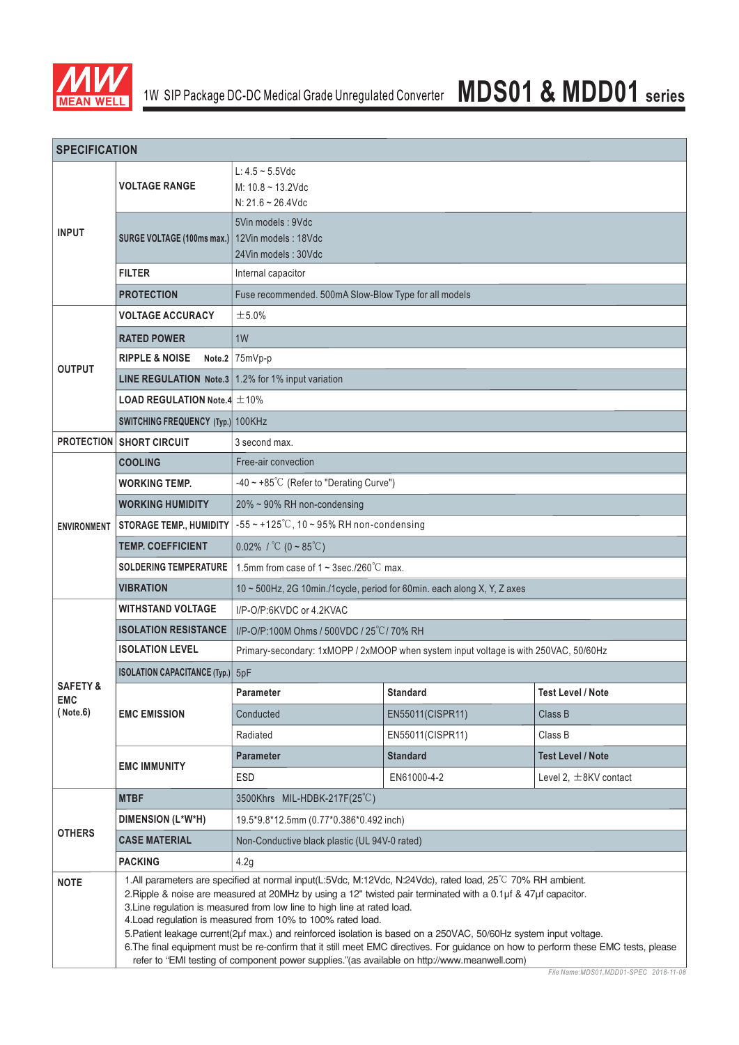# 1W SIP Package DC-DC Medical Grade Unregulated Converter **MDS01 & MDD01 series**

## SPECIFICATION

| | | | | |
|---|---|---|---|---|
| INPUT | VOLTAGE RANGE | L: 4.5 ~ 5.5Vdc<br>M: 10.8 ~ 13.2Vdc<br>N: 21.6 ~ 26.4Vdc | | |
| | SURGE VOLTAGE (100ms max.) | 5Vin models : 9Vdc<br>12Vin models : 18Vdc<br>24Vin models : 30Vdc | | |
| | FILTER | Internal capacitor | | |
| | PROTECTION | Fuse recommended. 500mA Slow-Blow Type for all models | | |
| OUTPUT | VOLTAGE ACCURACY | ±5.0% | | |
| | RATED POWER | 1W | | |
| | RIPPLE & NOISE Note.2 | 75mVp-p | | |
| | LINE REGULATION Note.3 | 1.2% for 1% input variation | | |
| | LOAD REGULATION Note.4 | ±10% | | |
| | SWITCHING FREQUENCY (Typ.) | 100KHz | | |
| PROTECTION | SHORT CIRCUIT | 3 second max. | | |
| ENVIRONMENT | COOLING | Free-air convection | | |
| | WORKING TEMP. | -40 ~ +85℃ (Refer to "Derating Curve") | | |
| | WORKING HUMIDITY | 20% ~ 90% RH non-condensing | | |
| | STORAGE TEMP., HUMIDITY | -55 ~ +125℃, 10 ~ 95% RH non-condensing | | |
| | TEMP. COEFFICIENT | 0.02% /℃ (0 ~ 85℃) | | |
| | SOLDERING TEMPERATURE | 1.5mm from case of 1 ~ 3sec./260℃ max. | | |
| | VIBRATION | 10 ~ 500Hz, 2G 10min./1cycle, period for 60min. each along X, Y, Z axes | | |
| SAFETY & EMC (Note.6) | WITHSTAND VOLTAGE | I/P-O/P:6KVDC or 4.2KVAC | | |
| | ISOLATION RESISTANCE | I/P-O/P:100M Ohms / 500VDC / 25℃/ 70% RH | | |
| | ISOLATION LEVEL | Primary-secondary: 1xMOPP / 2xMOOP when system input voltage is with 250VAC, 50/60Hz | | |
| | ISOLATION CAPACITANCE (Typ.) | 5pF | | |
| | EMC EMISSION | **Parameter** | **Standard** | **Test Level / Note** |
| | | Conducted | EN55011(CISPR11) | Class B |
| | | Radiated | EN55011(CISPR11) | Class B |
| | EMC IMMUNITY | **Parameter** | **Standard** | **Test Level / Note** |
| | | ESD | EN61000-4-2 | Level 2, ±8KV contact |
| OTHERS | MTBF | 3500Khrs MIL-HDBK-217F(25℃) | | |
| | DIMENSION (L*W*H) | 19.5*9.8*12.5mm (0.77*0.386*0.492 inch) | | |
| | CASE MATERIAL | Non-Conductive black plastic (UL 94V-0 rated) | | |
| | PACKING | 4.2g | | |
| NOTE | 1.All parameters are specified at normal input(L:5Vdc, M:12Vdc, N:24Vdc), rated load, 25℃ 70% RH ambient.<br>2.Ripple & noise are measured at 20MHz by using a 12" twisted pair terminated with a 0.1μf & 47μf capacitor.<br>3.Line regulation is measured from low line to high line at rated load.<br>4.Load regulation is measured from 10% to 100% rated load.<br>5.Patient leakage current(2μf max.) and reinforced isolation is based on a 250VAC, 50/60Hz system input voltage.<br>6.The final equipment must be re-confirm that it still meet EMC directives. For guidance on how to perform these EMC tests, please refer to "EMI testing of component power supplies."(as available on http://www.meanwell.com) | | | |

*File Name:MDS01,MDD01-SPEC 2018-11-08*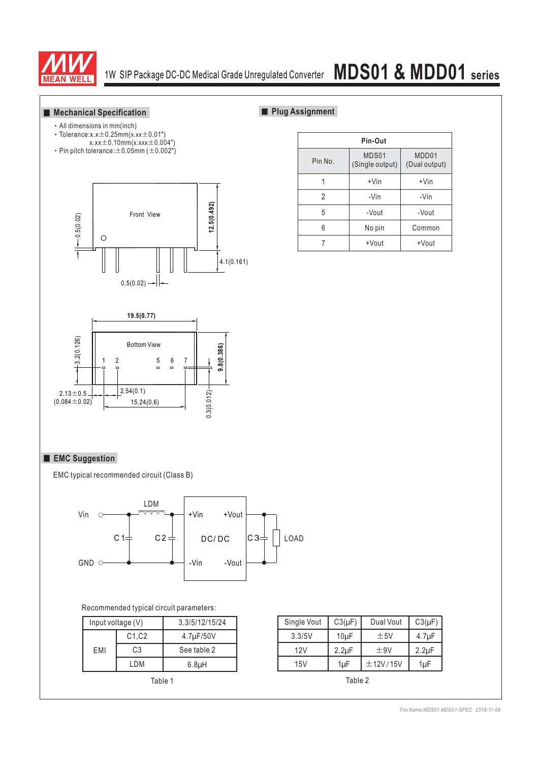## Mechanical Specification

- All dimensions in mm(inch)
- Tolerance:x.x±0.25mm(x.xx±0.01")
  x.xx±0.10mm(x.xxx±0.004")
- Pin pitch tolerance:±0.05mm (±0.002")

Front View

0.5(0.02)

12.5(0.492)

4.1(0.161)

0.5(0.02)

19.5(0.77)

Bottom View

1 2 5 6 7

3.2(0.126)

9.8(0.386)

2.13±0.5
(0.084±0.02)

2.54(0.1)

15.24(0.6)

0.3(0.012)

## Plug Assignment

| Pin No. | MDS01 (Single output) | MDD01 (Dual output) |
|---|---|---|
| 1 | +Vin | +Vin |
| 2 | -Vin | -Vin |
| 5 | -Vout | -Vout |
| 6 | No pin | Common |
| 7 | +Vout | +Vout |

## EMC Suggestion

EMC typical recommended circuit (Class B)

Vin, GND, LDM, C1, C2, +Vin, -Vin, DC/DC, +Vout, -Vout, C3, LOAD

Recommended typical circuit parameters:

| Input voltage (V) | | 3.3/5/12/15/24 |
|---|---|---|
| EMI | C1,C2 | 4.7μF/50V |
| | C3 | See table 2 |
| | LDM | 6.8μH |

Table 1

| Single Vout | C3(μF) | Dual Vout | C3(μF) |
|---|---|---|---|
| 3.3/5V | 10μF | ±5V | 4.7μF |
| 12V | 2.2μF | ±9V | 2.2μF |
| 15V | 1μF | ±12V/15V | 1μF |

Table 2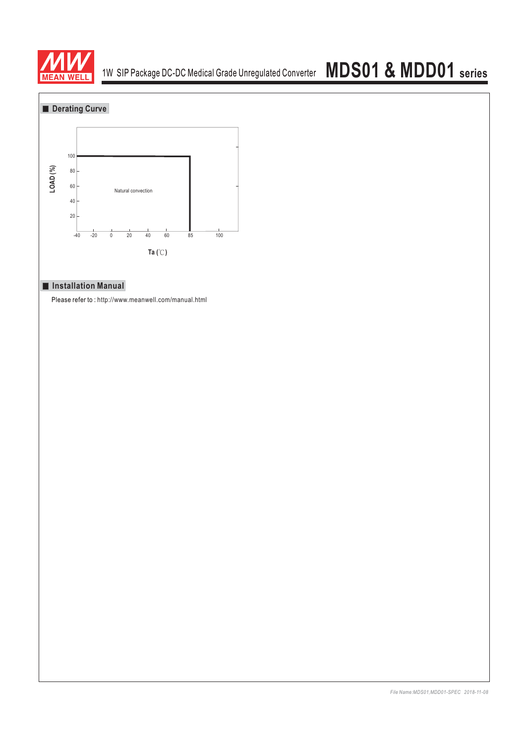## Derating Curve

LOAD (%)

100
80
60
40
20

Natural convection

-40 -20 0 20 40 60 85 100

Ta (℃)

## Installation Manual

Please refer to : http://www.meanwell.com/manual.html